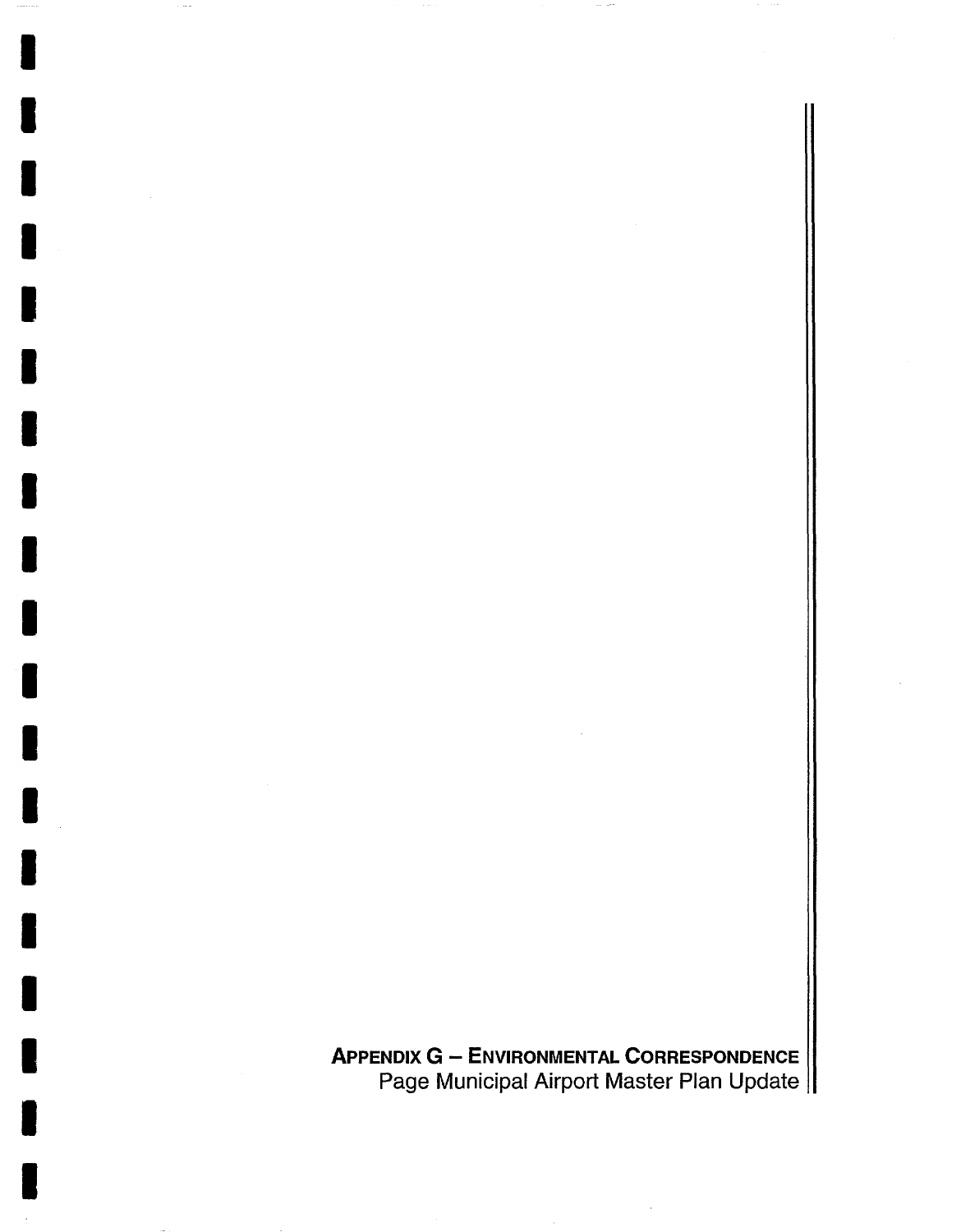# Appendix G – Environmental Correspondence

Page Municipal Airport Master Plan Update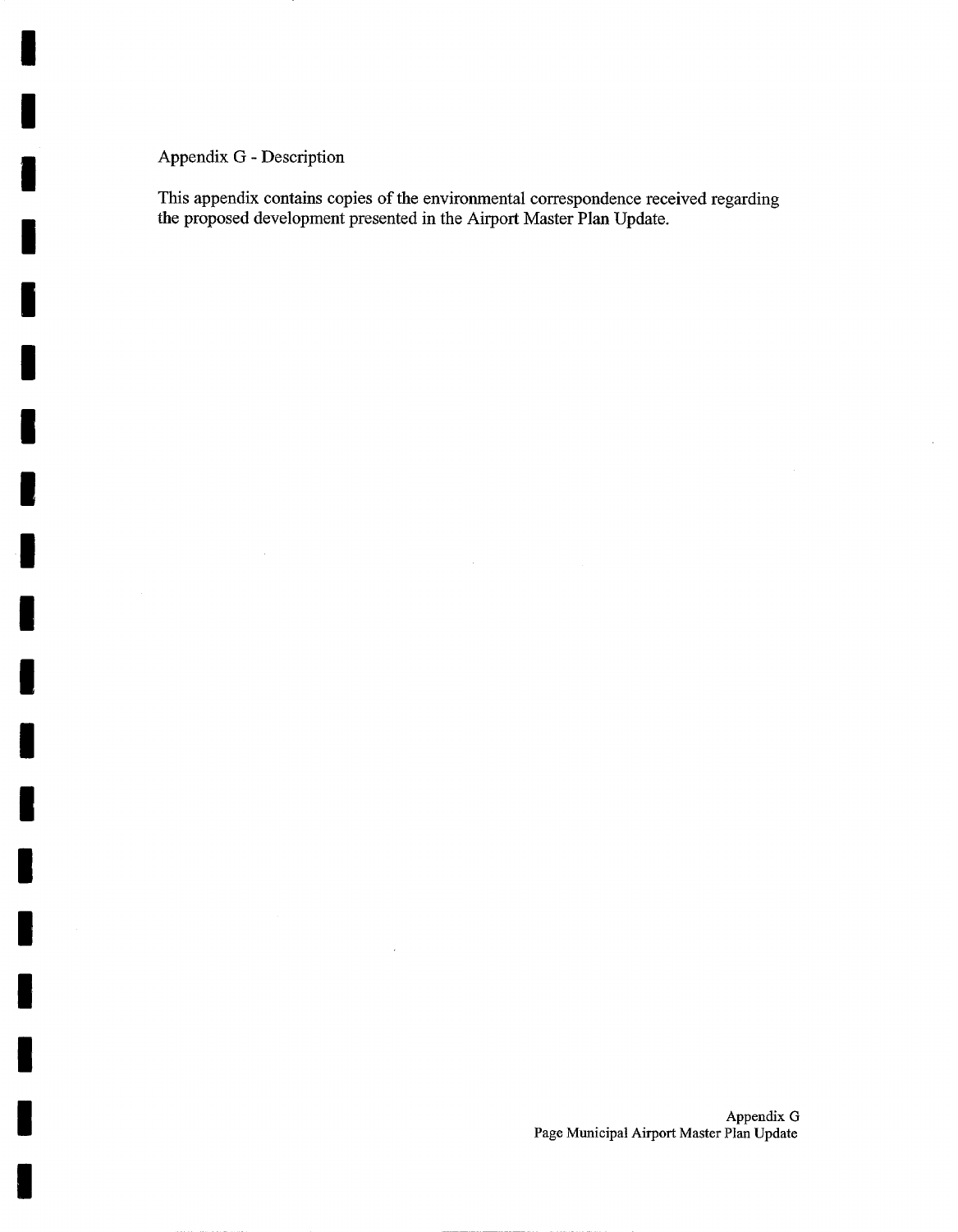Appendix G - Description

This appendix contains copies of the environmental correspondence received regarding the proposed development presented in the Airport Master Plan Update.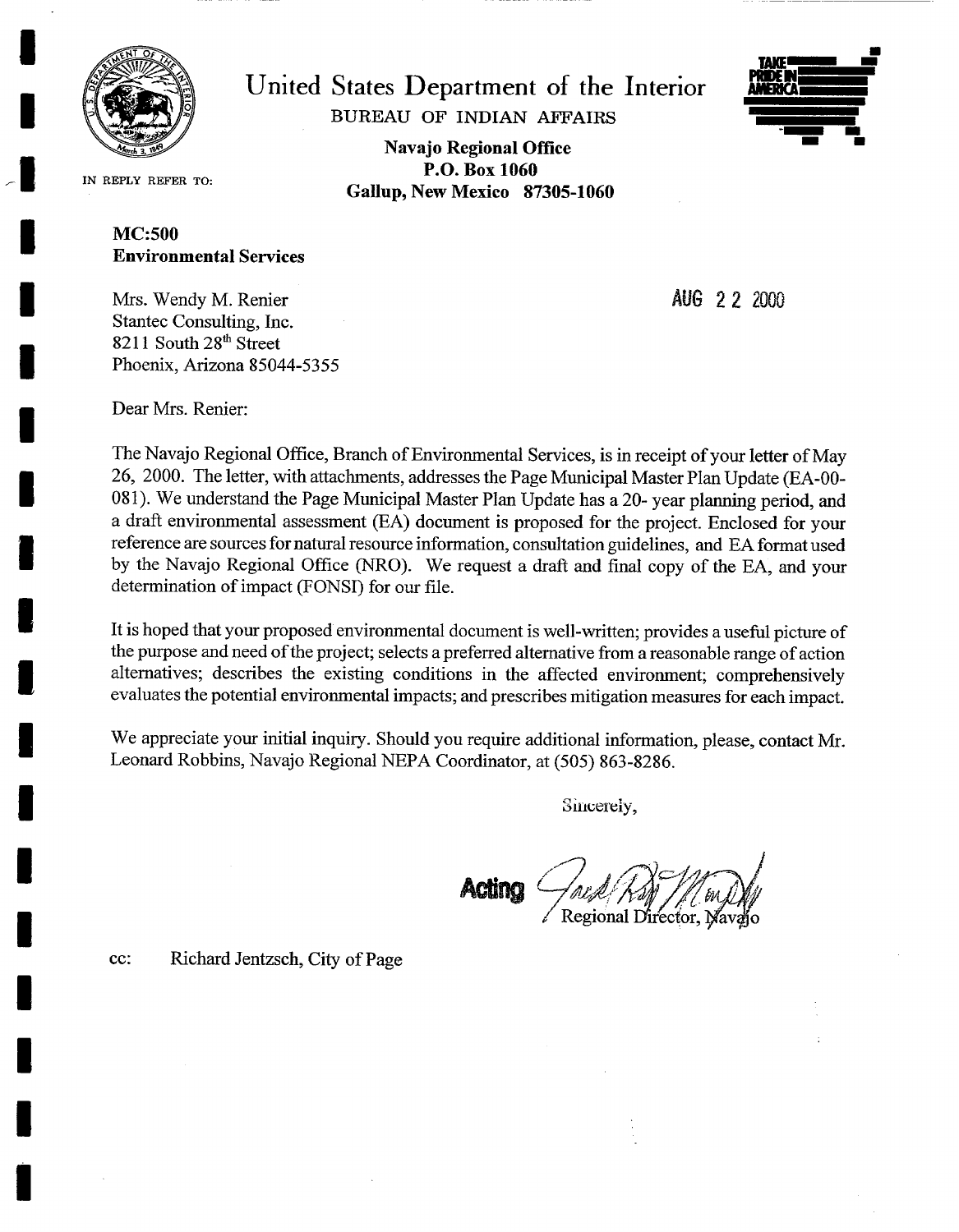United States Department of the Interior

BUREAU OF INDIAN AFFAIRS

**Navajo Regional Office**
**P.O. Box 1060**
**Gallup, New Mexico 87305-1060**

TAKE PRIDE IN AMERICA

IN REPLY REFER TO:

**MC:500**
**Environmental Services**

AUG 22 2000

Mrs. Wendy M. Renier
Stantec Consulting, Inc.
8211 South 28th Street
Phoenix, Arizona 85044-5355

Dear Mrs. Renier:

The Navajo Regional Office, Branch of Environmental Services, is in receipt of your letter of May 26, 2000. The letter, with attachments, addresses the Page Municipal Master Plan Update (EA-00-081). We understand the Page Municipal Master Plan Update has a 20- year planning period, and a draft environmental assessment (EA) document is proposed for the project. Enclosed for your reference are sources for natural resource information, consultation guidelines, and EA format used by the Navajo Regional Office (NRO). We request a draft and final copy of the EA, and your determination of impact (FONSI) for our file.

It is hoped that your proposed environmental document is well-written; provides a useful picture of the purpose and need of the project; selects a preferred alternative from a reasonable range of action alternatives; describes the existing conditions in the affected environment; comprehensively evaluates the potential environmental impacts; and prescribes mitigation measures for each impact.

We appreciate your initial inquiry. Should you require additional information, please, contact Mr. Leonard Robbins, Navajo Regional NEPA Coordinator, at (505) 863-8286.

Sincerely,

Acting Regional Director, Navajo

cc: Richard Jentzsch, City of Page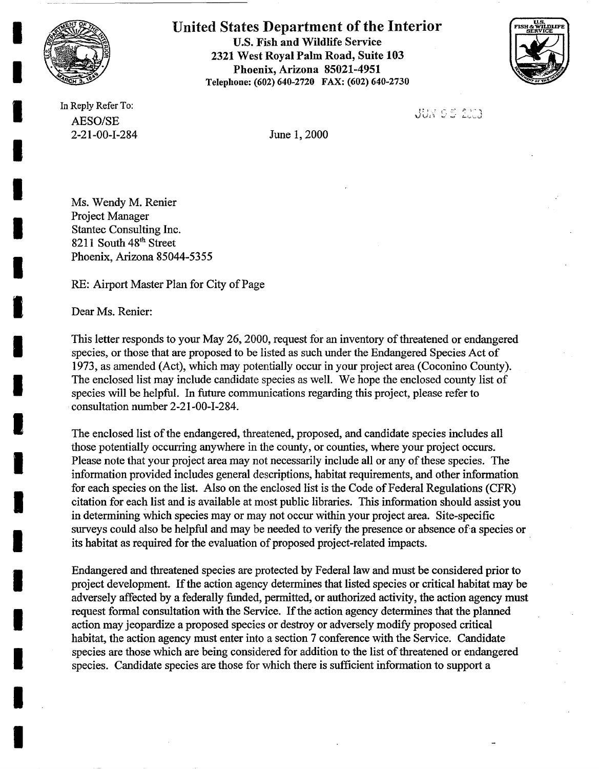# United States Department of the Interior

**U.S. Fish and Wildlife Service**
**2321 West Royal Palm Road, Suite 103**
**Phoenix, Arizona 85021-4951**
**Telephone: (602) 640-2720 FAX: (602) 640-2730**

In Reply Refer To:
AESO/SE
2-21-00-I-284

JUN 05 2000

June 1, 2000

Ms. Wendy M. Renier
Project Manager
Stantec Consulting Inc.
8211 South 48th Street
Phoenix, Arizona 85044-5355

RE: Airport Master Plan for City of Page

Dear Ms. Renier:

This letter responds to your May 26, 2000, request for an inventory of threatened or endangered species, or those that are proposed to be listed as such under the Endangered Species Act of 1973, as amended (Act), which may potentially occur in your project area (Coconino County). The enclosed list may include candidate species as well. We hope the enclosed county list of species will be helpful. In future communications regarding this project, please refer to consultation number 2-21-00-I-284.

The enclosed list of the endangered, threatened, proposed, and candidate species includes all those potentially occurring anywhere in the county, or counties, where your project occurs. Please note that your project area may not necessarily include all or any of these species. The information provided includes general descriptions, habitat requirements, and other information for each species on the list. Also on the enclosed list is the Code of Federal Regulations (CFR) citation for each list and is available at most public libraries. This information should assist you in determining which species may or may not occur within your project area. Site-specific surveys could also be helpful and may be needed to verify the presence or absence of a species or its habitat as required for the evaluation of proposed project-related impacts.

Endangered and threatened species are protected by Federal law and must be considered prior to project development. If the action agency determines that listed species or critical habitat may be adversely affected by a federally funded, permitted, or authorized activity, the action agency must request formal consultation with the Service. If the action agency determines that the planned action may jeopardize a proposed species or destroy or adversely modify proposed critical habitat, the action agency must enter into a section 7 conference with the Service. Candidate species are those which are being considered for addition to the list of threatened or endangered species. Candidate species are those for which there is sufficient information to support a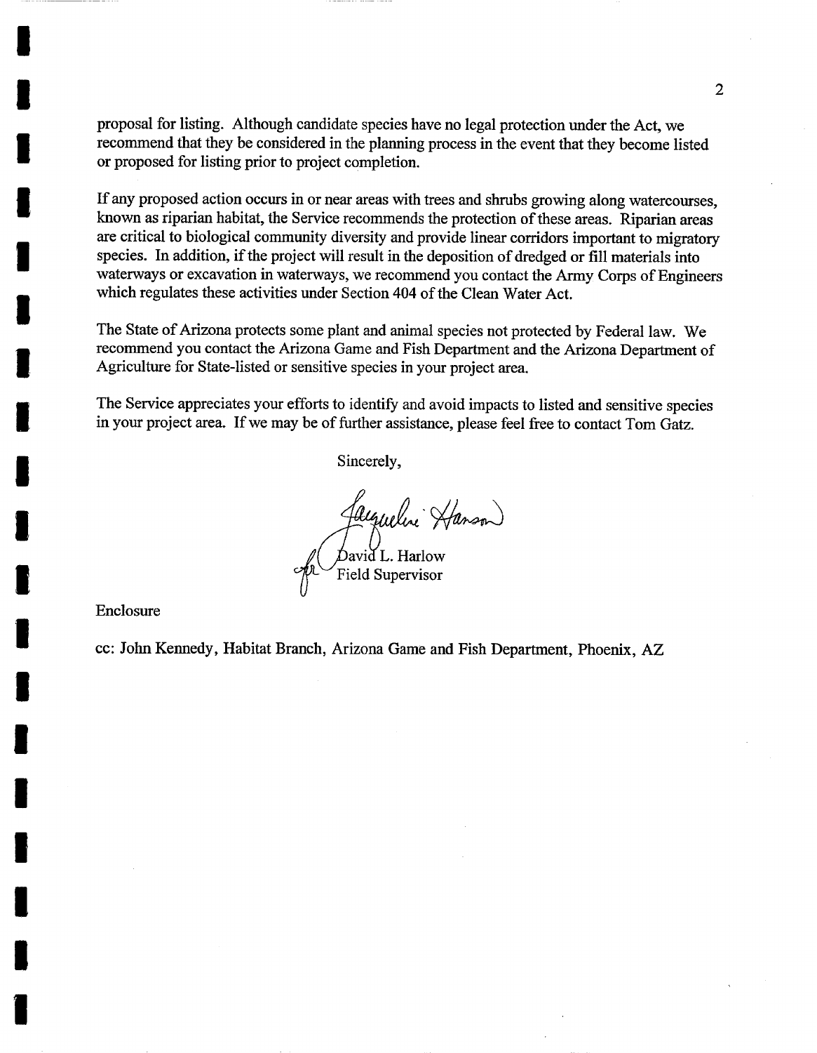proposal for listing. Although candidate species have no legal protection under the Act, we recommend that they be considered in the planning process in the event that they become listed or proposed for listing prior to project completion.

If any proposed action occurs in or near areas with trees and shrubs growing along watercourses, known as riparian habitat, the Service recommends the protection of these areas. Riparian areas are critical to biological community diversity and provide linear corridors important to migratory species. In addition, if the project will result in the deposition of dredged or fill materials into waterways or excavation in waterways, we recommend you contact the Army Corps of Engineers which regulates these activities under Section 404 of the Clean Water Act.

The State of Arizona protects some plant and animal species not protected by Federal law. We recommend you contact the Arizona Game and Fish Department and the Arizona Department of Agriculture for State-listed or sensitive species in your project area.

The Service appreciates your efforts to identify and avoid impacts to listed and sensitive species in your project area. If we may be of further assistance, please feel free to contact Tom Gatz.

Sincerely,

Jacqueline Hanson
for David L. Harlow
Field Supervisor

Enclosure

cc: John Kennedy, Habitat Branch, Arizona Game and Fish Department, Phoenix, AZ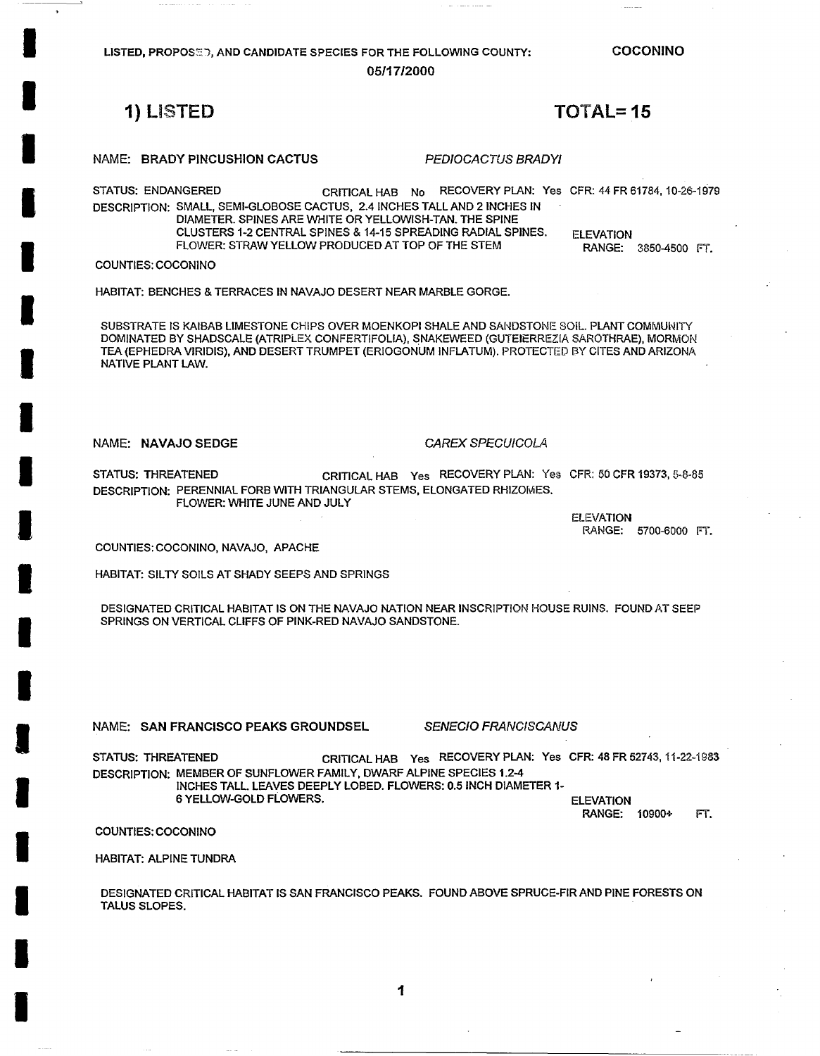LISTED, PROPOSED, AND CANDIDATE SPECIES FOR THE FOLLOWING COUNTY: **COCONINO**

05/17/2000

## 1) LISTED — TOTAL= 15

NAME: **BRADY PINCUSHION CACTUS** — *PEDIOCACTUS BRADYI*

STATUS: ENDANGERED — CRITICAL HAB No — RECOVERY PLAN: Yes — CFR: 44 FR 61784, 10-26-1979

DESCRIPTION: SMALL, SEMI-GLOBOSE CACTUS, 2.4 INCHES TALL AND 2 INCHES IN DIAMETER. SPINES ARE WHITE OR YELLOWISH-TAN. THE SPINE CLUSTERS 1-2 CENTRAL SPINES & 14-15 SPREADING RADIAL SPINES. FLOWER: STRAW YELLOW PRODUCED AT TOP OF THE STEM

ELEVATION RANGE: 3850-4500 FT.

COUNTIES: COCONINO

HABITAT: BENCHES & TERRACES IN NAVAJO DESERT NEAR MARBLE GORGE.

SUBSTRATE IS KAIBAB LIMESTONE CHIPS OVER MOENKOPI SHALE AND SANDSTONE SOIL. PLANT COMMUNITY DOMINATED BY SHADSCALE (ATRIPLEX CONFERTIFOLIA), SNAKEWEED (GUTEIERREZIA SAROTHRAE), MORMON TEA (EPHEDRA VIRIDIS), AND DESERT TRUMPET (ERIOGONUM INFLATUM). PROTECTED BY CITES AND ARIZONA NATIVE PLANT LAW.

NAME: **NAVAJO SEDGE** — *CAREX SPECUICOLA*

STATUS: THREATENED — CRITICAL HAB Yes — RECOVERY PLAN: Yes — CFR: 50 CFR 19373, 5-8-85

DESCRIPTION: PERENNIAL FORB WITH TRIANGULAR STEMS, ELONGATED RHIZOMES. FLOWER: WHITE JUNE AND JULY

ELEVATION RANGE: 5700-6000 FT.

COUNTIES: COCONINO, NAVAJO, APACHE

HABITAT: SILTY SOILS AT SHADY SEEPS AND SPRINGS

DESIGNATED CRITICAL HABITAT IS ON THE NAVAJO NATION NEAR INSCRIPTION HOUSE RUINS. FOUND AT SEEP SPRINGS ON VERTICAL CLIFFS OF PINK-RED NAVAJO SANDSTONE.

NAME: **SAN FRANCISCO PEAKS GROUNDSEL** — *SENECIO FRANCISCANUS*

STATUS: THREATENED — CRITICAL HAB Yes — RECOVERY PLAN: Yes — CFR: 48 FR 52743, 11-22-1983

DESCRIPTION: MEMBER OF SUNFLOWER FAMILY, DWARF ALPINE SPECIES 1.2-4 INCHES TALL. LEAVES DEEPLY LOBED. FLOWERS: 0.5 INCH DIAMETER 1-6 YELLOW-GOLD FLOWERS.

ELEVATION RANGE: 10900+ FT.

COUNTIES: COCONINO

HABITAT: ALPINE TUNDRA

DESIGNATED CRITICAL HABITAT IS SAN FRANCISCO PEAKS. FOUND ABOVE SPRUCE-FIR AND PINE FORESTS ON TALUS SLOPES.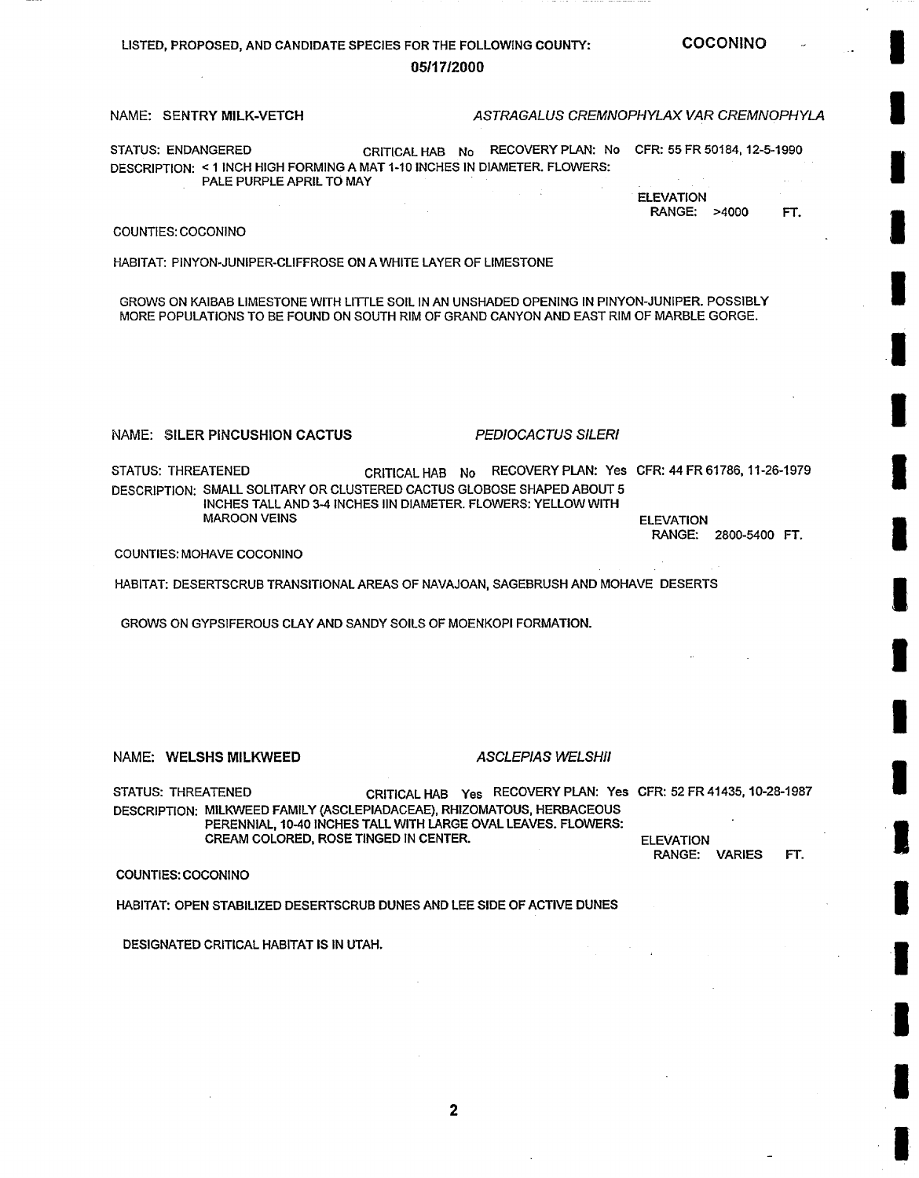LISTED, PROPOSED, AND CANDIDATE SPECIES FOR THE FOLLOWING COUNTY: **COCONINO**

**05/17/2000**

NAME: **SENTRY MILK-VETCH** *ASTRAGALUS CREMNOPHYLAX VAR CREMNOPHYLA*

STATUS: ENDANGERED CRITICAL HAB No RECOVERY PLAN: No CFR: 55 FR 50184, 12-5-1990

DESCRIPTION: < 1 INCH HIGH FORMING A MAT 1-10 INCHES IN DIAMETER. FLOWERS: PALE PURPLE APRIL TO MAY

ELEVATION RANGE: >4000 FT.

COUNTIES: COCONINO

HABITAT: PINYON-JUNIPER-CLIFFROSE ON A WHITE LAYER OF LIMESTONE

GROWS ON KAIBAB LIMESTONE WITH LITTLE SOIL IN AN UNSHADED OPENING IN PINYON-JUNIPER. POSSIBLY MORE POPULATIONS TO BE FOUND ON SOUTH RIM OF GRAND CANYON AND EAST RIM OF MARBLE GORGE.

NAME: **SILER PINCUSHION CACTUS** *PEDIOCACTUS SILERI*

STATUS: THREATENED CRITICAL HAB No RECOVERY PLAN: Yes CFR: 44 FR 61786, 11-26-1979

DESCRIPTION: SMALL SOLITARY OR CLUSTERED CACTUS GLOBOSE SHAPED ABOUT 5 INCHES TALL AND 3-4 INCHES IIN DIAMETER. FLOWERS: YELLOW WITH MAROON VEINS

ELEVATION RANGE: 2800-5400 FT.

COUNTIES: MOHAVE COCONINO

HABITAT: DESERTSCRUB TRANSITIONAL AREAS OF NAVAJOAN, SAGEBRUSH AND MOHAVE DESERTS

GROWS ON GYPSIFEROUS CLAY AND SANDY SOILS OF MOENKOPI FORMATION.

NAME: **WELSHS MILKWEED** *ASCLEPIAS WELSHII*

STATUS: THREATENED CRITICAL HAB Yes RECOVERY PLAN: Yes CFR: 52 FR 41435, 10-28-1987

DESCRIPTION: MILKWEED FAMILY (ASCLEPIADACEAE), RHIZOMATOUS, HERBACEOUS PERENNIAL, 10-40 INCHES TALL WITH LARGE OVAL LEAVES. FLOWERS: CREAM COLORED, ROSE TINGED IN CENTER.

ELEVATION RANGE: VARIES FT.

COUNTIES: COCONINO

HABITAT: OPEN STABILIZED DESERTSCRUB DUNES AND LEE SIDE OF ACTIVE DUNES

DESIGNATED CRITICAL HABITAT IS IN UTAH.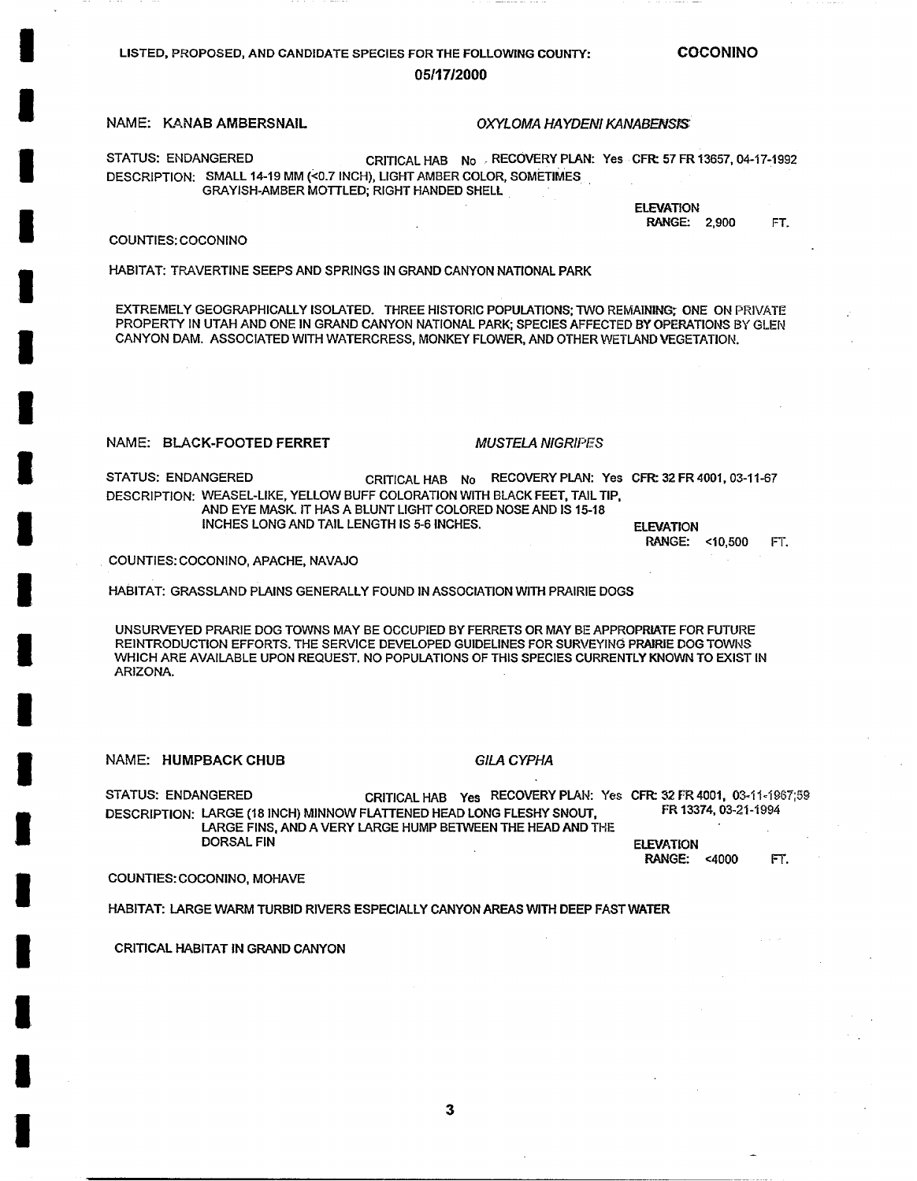LISTED, PROPOSED, AND CANDIDATE SPECIES FOR THE FOLLOWING COUNTY: **COCONINO**

**05/17/2000**

NAME: **KANAB AMBERSNAIL** *OXYLOMA HAYDENI KANABENSIS*

STATUS: ENDANGERED CRITICAL HAB No RECOVERY PLAN: Yes CFR: 57 FR 13657, 04-17-1992

DESCRIPTION: SMALL 14-19 MM (<0.7 INCH), LIGHT AMBER COLOR, SOMETIMES GRAYISH-AMBER MOTTLED; RIGHT HANDED SHELL

ELEVATION RANGE: 2,900 FT.

COUNTIES: COCONINO

HABITAT: TRAVERTINE SEEPS AND SPRINGS IN GRAND CANYON NATIONAL PARK

EXTREMELY GEOGRAPHICALLY ISOLATED. THREE HISTORIC POPULATIONS; TWO REMAINING; ONE ON PRIVATE PROPERTY IN UTAH AND ONE IN GRAND CANYON NATIONAL PARK; SPECIES AFFECTED BY OPERATIONS BY GLEN CANYON DAM. ASSOCIATED WITH WATERCRESS, MONKEY FLOWER, AND OTHER WETLAND VEGETATION.

NAME: **BLACK-FOOTED FERRET** *MUSTELA NIGRIPES*

STATUS: ENDANGERED CRITICAL HAB No RECOVERY PLAN: Yes CFR: 32 FR 4001, 03-11-67

DESCRIPTION: WEASEL-LIKE, YELLOW BUFF COLORATION WITH BLACK FEET, TAIL TIP, AND EYE MASK. IT HAS A BLUNT LIGHT COLORED NOSE AND IS 15-18 INCHES LONG AND TAIL LENGTH IS 5-6 INCHES.

ELEVATION RANGE: <10,500 FT.

COUNTIES: COCONINO, APACHE, NAVAJO

HABITAT: GRASSLAND PLAINS GENERALLY FOUND IN ASSOCIATION WITH PRAIRIE DOGS

UNSURVEYED PRARIE DOG TOWNS MAY BE OCCUPIED BY FERRETS OR MAY BE APPROPRIATE FOR FUTURE REINTRODUCTION EFFORTS. THE SERVICE DEVELOPED GUIDELINES FOR SURVEYING PRAIRIE DOG TOWNS WHICH ARE AVAILABLE UPON REQUEST. NO POPULATIONS OF THIS SPECIES CURRENTLY KNOWN TO EXIST IN ARIZONA.

NAME: **HUMPBACK CHUB** *GILA CYPHA*

STATUS: ENDANGERED CRITICAL HAB Yes RECOVERY PLAN: Yes CFR: 32 FR 4001, 03-11-1967;59 FR 13374, 03-21-1994

DESCRIPTION: LARGE (18 INCH) MINNOW FLATTENED HEAD LONG FLESHY SNOUT, LARGE FINS, AND A VERY LARGE HUMP BETWEEN THE HEAD AND THE DORSAL FIN

ELEVATION RANGE: <4000 FT.

COUNTIES: COCONINO, MOHAVE

HABITAT: LARGE WARM TURBID RIVERS ESPECIALLY CANYON AREAS WITH DEEP FAST WATER

CRITICAL HABITAT IN GRAND CANYON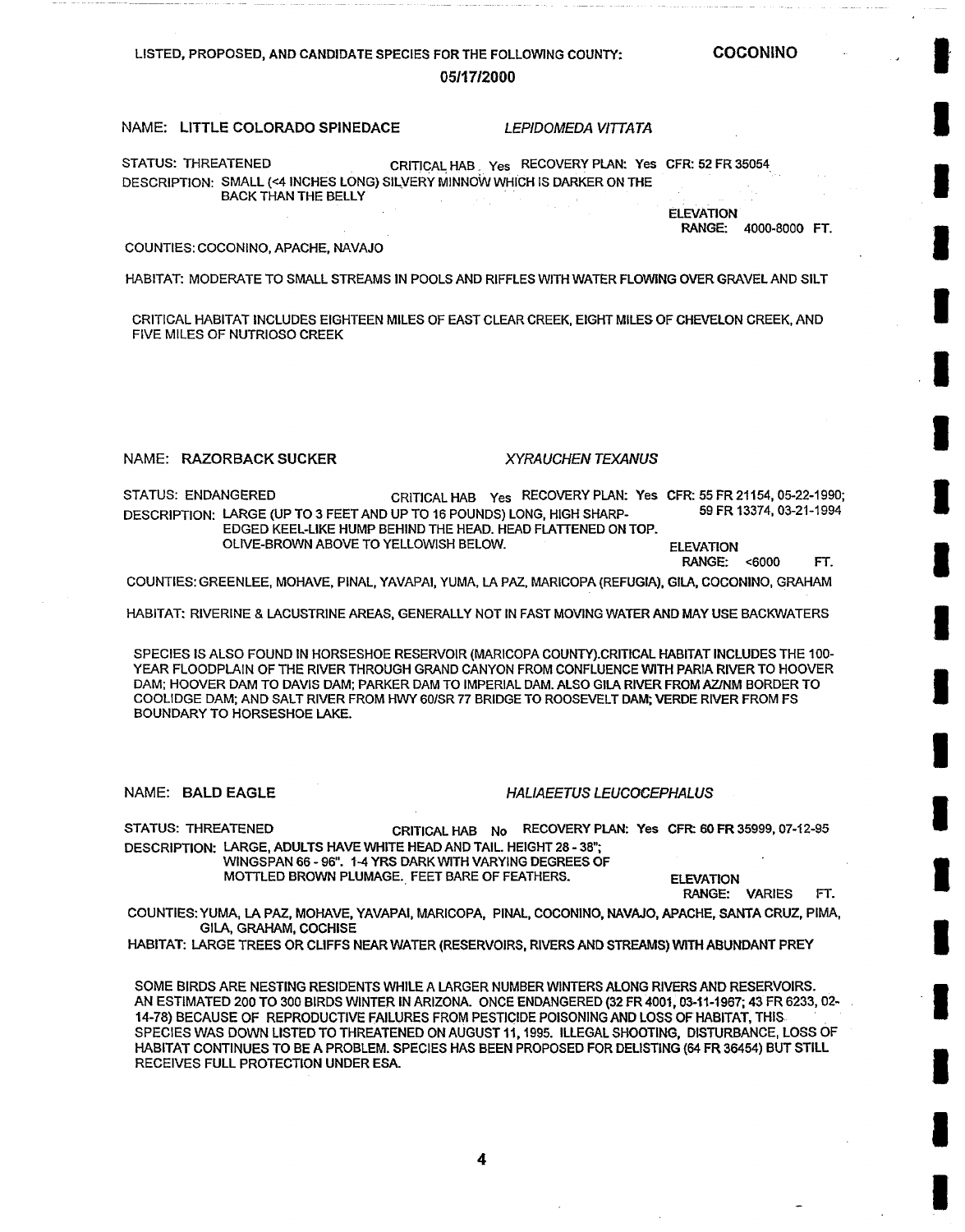LISTED, PROPOSED, AND CANDIDATE SPECIES FOR THE FOLLOWING COUNTY: **COCONINO**

**05/17/2000**

NAME: **LITTLE COLORADO SPINEDACE** *LEPIDOMEDA VITTATA*

STATUS: THREATENED CRITICAL HAB Yes RECOVERY PLAN: Yes CFR: 52 FR 35054

DESCRIPTION: SMALL (<4 INCHES LONG) SILVERY MINNOW WHICH IS DARKER ON THE BACK THAN THE BELLY

ELEVATION RANGE: 4000-8000 FT.

COUNTIES: COCONINO, APACHE, NAVAJO

HABITAT: MODERATE TO SMALL STREAMS IN POOLS AND RIFFLES WITH WATER FLOWING OVER GRAVEL AND SILT

CRITICAL HABITAT INCLUDES EIGHTEEN MILES OF EAST CLEAR CREEK, EIGHT MILES OF CHEVELON CREEK, AND FIVE MILES OF NUTRIOSO CREEK

NAME: **RAZORBACK SUCKER** *XYRAUCHEN TEXANUS*

STATUS: ENDANGERED CRITICAL HAB Yes RECOVERY PLAN: Yes CFR: 55 FR 21154, 05-22-1990; 59 FR 13374, 03-21-1994

DESCRIPTION: LARGE (UP TO 3 FEET AND UP TO 16 POUNDS) LONG, HIGH SHARP-EDGED KEEL-LIKE HUMP BEHIND THE HEAD. HEAD FLATTENED ON TOP. OLIVE-BROWN ABOVE TO YELLOWISH BELOW.

ELEVATION RANGE: <6000 FT.

COUNTIES: GREENLEE, MOHAVE, PINAL, YAVAPAI, YUMA, LA PAZ, MARICOPA (REFUGIA), GILA, COCONINO, GRAHAM

HABITAT: RIVERINE & LACUSTRINE AREAS, GENERALLY NOT IN FAST MOVING WATER AND MAY USE BACKWATERS

SPECIES IS ALSO FOUND IN HORSESHOE RESERVOIR (MARICOPA COUNTY).CRITICAL HABITAT INCLUDES THE 100-YEAR FLOODPLAIN OF THE RIVER THROUGH GRAND CANYON FROM CONFLUENCE WITH PARIA RIVER TO HOOVER DAM; HOOVER DAM TO DAVIS DAM; PARKER DAM TO IMPERIAL DAM. ALSO GILA RIVER FROM AZ/NM BORDER TO COOLIDGE DAM; AND SALT RIVER FROM HWY 60/SR 77 BRIDGE TO ROOSEVELT DAM; VERDE RIVER FROM FS BOUNDARY TO HORSESHOE LAKE.

NAME: **BALD EAGLE** *HALIAEETUS LEUCOCEPHALUS*

STATUS: THREATENED CRITICAL HAB No RECOVERY PLAN: Yes CFR: 60 FR 35999, 07-12-95

DESCRIPTION: LARGE, ADULTS HAVE WHITE HEAD AND TAIL. HEIGHT 28 - 38"; WINGSPAN 66 - 96". 1-4 YRS DARK WITH VARYING DEGREES OF MOTTLED BROWN PLUMAGE. FEET BARE OF FEATHERS.

ELEVATION RANGE: VARIES FT.

COUNTIES: YUMA, LA PAZ, MOHAVE, YAVAPAI, MARICOPA, PINAL, COCONINO, NAVAJO, APACHE, SANTA CRUZ, PIMA, GILA, GRAHAM, COCHISE

HABITAT: LARGE TREES OR CLIFFS NEAR WATER (RESERVOIRS, RIVERS AND STREAMS) WITH ABUNDANT PREY

SOME BIRDS ARE NESTING RESIDENTS WHILE A LARGER NUMBER WINTERS ALONG RIVERS AND RESERVOIRS. AN ESTIMATED 200 TO 300 BIRDS WINTER IN ARIZONA. ONCE ENDANGERED (32 FR 4001, 03-11-1967; 43 FR 6233, 02-14-78) BECAUSE OF REPRODUCTIVE FAILURES FROM PESTICIDE POISONING AND LOSS OF HABITAT, THIS SPECIES WAS DOWN LISTED TO THREATENED ON AUGUST 11, 1995. ILLEGAL SHOOTING, DISTURBANCE, LOSS OF HABITAT CONTINUES TO BE A PROBLEM. SPECIES HAS BEEN PROPOSED FOR DELISTING (64 FR 36454) BUT STILL RECEIVES FULL PROTECTION UNDER ESA.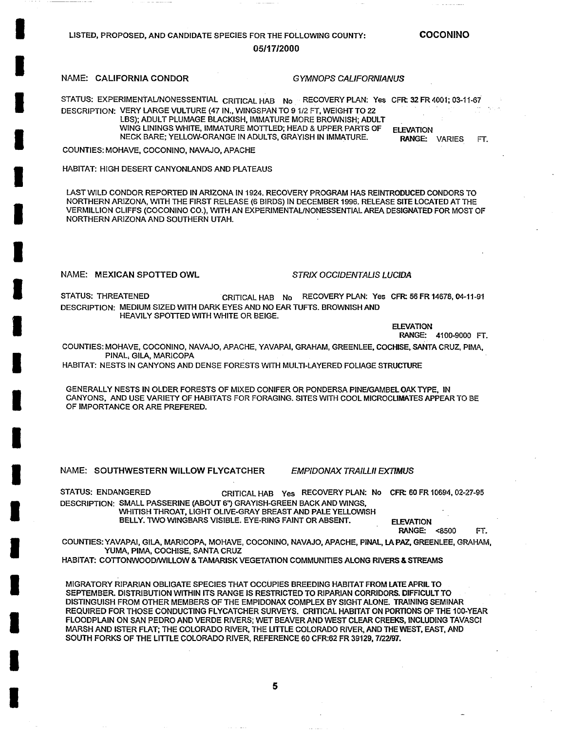LISTED, PROPOSED, AND CANDIDATE SPECIES FOR THE FOLLOWING COUNTY: **COCONINO**

**05/17/2000**

NAME: **CALIFORNIA CONDOR** *GYMNOPS CALIFORNIANUS*

STATUS: EXPERIMENTAL/NONESSENTIAL CRITICAL HAB No RECOVERY PLAN: Yes CFR: 32 FR 4001; 03-11-67

DESCRIPTION: VERY LARGE VULTURE (47 IN., WINGSPAN TO 9 1/2 FT, WEIGHT TO 22 LBS); ADULT PLUMAGE BLACKISH, IMMATURE MORE BROWNISH; ADULT WING LININGS WHITE, IMMATURE MOTTLED; HEAD & UPPER PARTS OF NECK BARE; YELLOW-ORANGE IN ADULTS, GRAYISH IN IMMATURE.

ELEVATION RANGE: VARIES FT.

COUNTIES: MOHAVE, COCONINO, NAVAJO, APACHE

HABITAT: HIGH DESERT CANYONLANDS AND PLATEAUS

LAST WILD CONDOR REPORTED IN ARIZONA IN 1924. RECOVERY PROGRAM HAS REINTRODUCED CONDORS TO NORTHERN ARIZONA, WITH THE FIRST RELEASE (6 BIRDS) IN DECEMBER 1996. RELEASE SITE LOCATED AT THE VERMILLION CLIFFS (COCONINO CO.), WITH AN EXPERIMENTAL/NONESSENTIAL AREA DESIGNATED FOR MOST OF NORTHERN ARIZONA AND SOUTHERN UTAH.

NAME: **MEXICAN SPOTTED OWL** *STRIX OCCIDENTALIS LUCIDA*

STATUS: THREATENED CRITICAL HAB No RECOVERY PLAN: Yes CFR: 56 FR 14678, 04-11-91

DESCRIPTION: MEDIUM SIZED WITH DARK EYES AND NO EAR TUFTS. BROWNISH AND HEAVILY SPOTTED WITH WHITE OR BEIGE.

ELEVATION RANGE: 4100-9000 FT.

COUNTIES: MOHAVE, COCONINO, NAVAJO, APACHE, YAVAPAI, GRAHAM, GREENLEE, COCHISE, SANTA CRUZ, PIMA, PINAL, GILA, MARICOPA

HABITAT: NESTS IN CANYONS AND DENSE FORESTS WITH MULTI-LAYERED FOLIAGE STRUCTURE

GENERALLY NESTS IN OLDER FORESTS OF MIXED CONIFER OR PONDERSA PINE/GAMBEL OAK TYPE, IN CANYONS, AND USE VARIETY OF HABITATS FOR FORAGING. SITES WITH COOL MICROCLIMATES APPEAR TO BE OF IMPORTANCE OR ARE PREFERED.

NAME: **SOUTHWESTERN WILLOW FLYCATCHER** *EMPIDONAX TRAILLII EXTIMUS*

STATUS: ENDANGERED CRITICAL HAB Yes RECOVERY PLAN: No CFR: 60 FR 10694, 02-27-95

DESCRIPTION: SMALL PASSERINE (ABOUT 6") GRAYISH-GREEN BACK AND WINGS, WHITISH THROAT, LIGHT OLIVE-GRAY BREAST AND PALE YELLOWISH BELLY. TWO WINGBARS VISIBLE. EYE-RING FAINT OR ABSENT.

ELEVATION RANGE: <8500 FT.

COUNTIES: YAVAPAI, GILA, MARICOPA, MOHAVE, COCONINO, NAVAJO, APACHE, PINAL, LA PAZ, GREENLEE, GRAHAM, YUMA, PIMA, COCHISE, SANTA CRUZ

HABITAT: COTTONWOOD/WILLOW & TAMARISK VEGETATION COMMUNITIES ALONG RIVERS & STREAMS

MIGRATORY RIPARIAN OBLIGATE SPECIES THAT OCCUPIES BREEDING HABITAT FROM LATE APRIL TO SEPTEMBER. DISTRIBUTION WITHIN ITS RANGE IS RESTRICTED TO RIPARIAN CORRIDORS. DIFFICULT TO DISTINGUISH FROM OTHER MEMBERS OF THE EMPIDONAX COMPLEX BY SIGHT ALONE. TRAINING SEMINAR REQUIRED FOR THOSE CONDUCTING FLYCATCHER SURVEYS. CRITICAL HABITAT ON PORTIONS OF THE 100-YEAR FLOODPLAIN ON SAN PEDRO AND VERDE RIVERS; WET BEAVER AND WEST CLEAR CREEKS, INCLUDING TAVASCI MARSH AND ISTER FLAT; THE COLORADO RIVER, THE LITTLE COLORADO RIVER, AND THE WEST, EAST, AND SOUTH FORKS OF THE LITTLE COLORADO RIVER, REFERENCE 60 CFR:62 FR 39129, 7/22/97.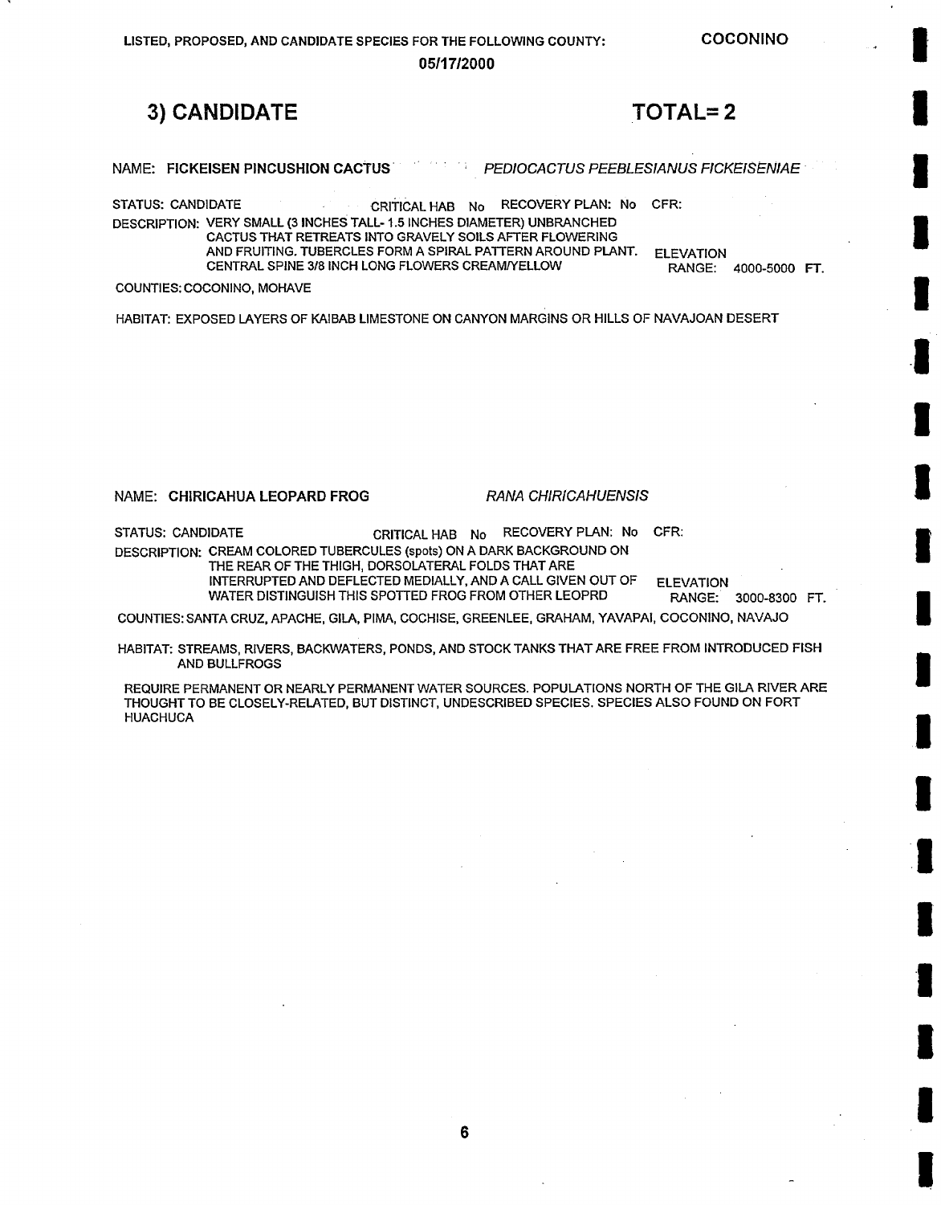LISTED, PROPOSED, AND CANDIDATE SPECIES FOR THE FOLLOWING COUNTY: **COCONINO**

**05/17/2000**

## 3) CANDIDATE TOTAL= 2

NAME: **FICKEISEN PINCUSHION CACTUS** *PEDIOCACTUS PEEBLESIANUS FICKEISENIAE*

STATUS: CANDIDATE CRITICAL HAB No RECOVERY PLAN: No CFR:

DESCRIPTION: VERY SMALL (3 INCHES TALL- 1.5 INCHES DIAMETER) UNBRANCHED CACTUS THAT RETREATS INTO GRAVELY SOILS AFTER FLOWERING AND FRUITING. TUBERCLES FORM A SPIRAL PATTERN AROUND PLANT. CENTRAL SPINE 3/8 INCH LONG FLOWERS CREAM/YELLOW

ELEVATION RANGE: 4000-5000 FT.

COUNTIES: COCONINO, MOHAVE

HABITAT: EXPOSED LAYERS OF KAIBAB LIMESTONE ON CANYON MARGINS OR HILLS OF NAVAJOAN DESERT

NAME: **CHIRICAHUA LEOPARD FROG** *RANA CHIRICAHUENSIS*

STATUS: CANDIDATE CRITICAL HAB No RECOVERY PLAN: No CFR:

DESCRIPTION: CREAM COLORED TUBERCULES (spots) ON A DARK BACKGROUND ON THE REAR OF THE THIGH, DORSOLATERAL FOLDS THAT ARE INTERRUPTED AND DEFLECTED MEDIALLY, AND A CALL GIVEN OUT OF WATER DISTINGUISH THIS SPOTTED FROG FROM OTHER LEOPRD

ELEVATION RANGE: 3000-8300 FT.

COUNTIES: SANTA CRUZ, APACHE, GILA, PIMA, COCHISE, GREENLEE, GRAHAM, YAVAPAI, COCONINO, NAVAJO

HABITAT: STREAMS, RIVERS, BACKWATERS, PONDS, AND STOCK TANKS THAT ARE FREE FROM INTRODUCED FISH AND BULLFROGS

REQUIRE PERMANENT OR NEARLY PERMANENT WATER SOURCES. POPULATIONS NORTH OF THE GILA RIVER ARE THOUGHT TO BE CLOSELY-RELATED, BUT DISTINCT, UNDESCRIBED SPECIES. SPECIES ALSO FOUND ON FORT HUACHUCA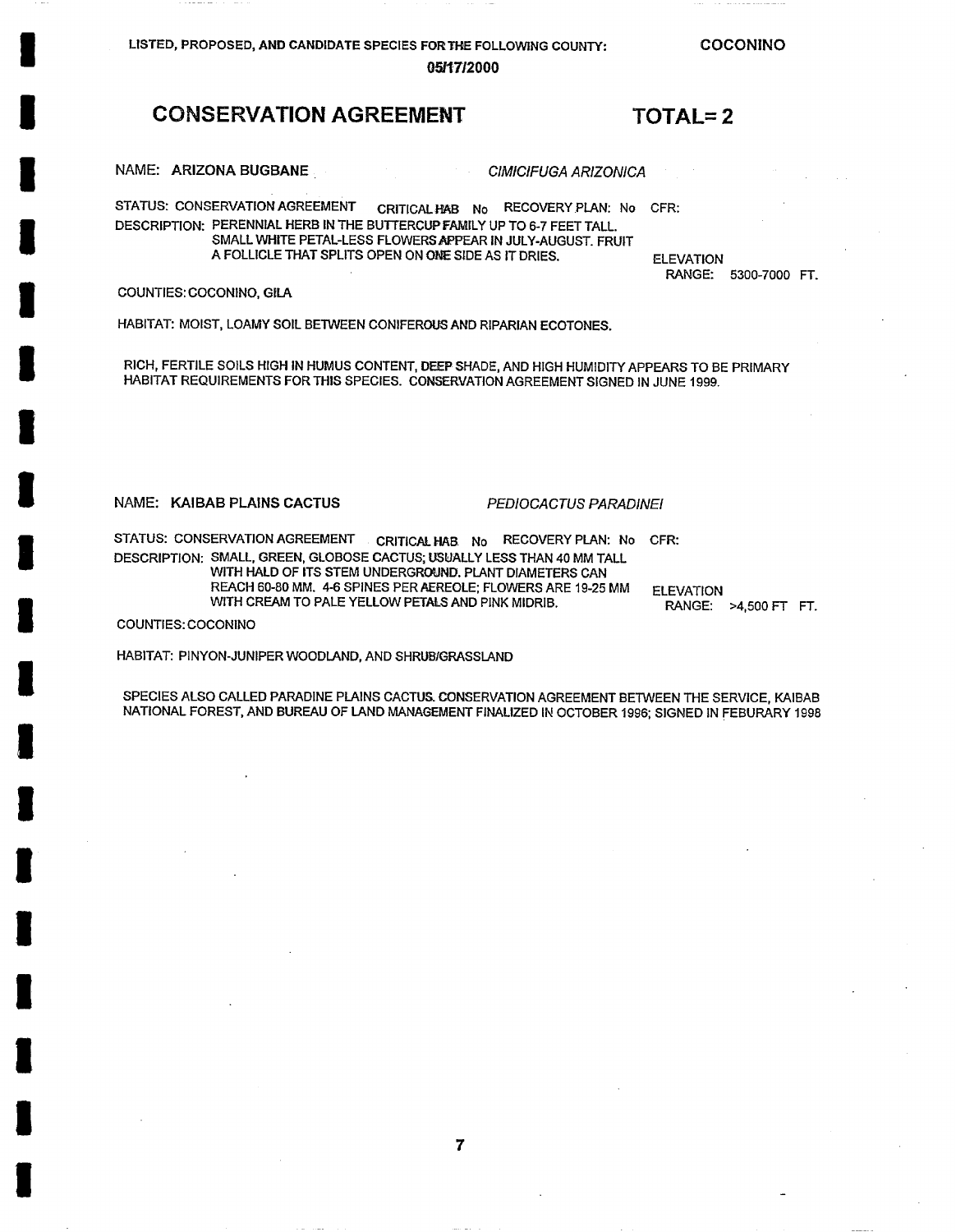LISTED, PROPOSED, AND CANDIDATE SPECIES FOR THE FOLLOWING COUNTY: COCONINO

05/17/2000

## CONSERVATION AGREEMENT TOTAL= 2

NAME: **ARIZONA BUGBANE** *CIMICIFUGA ARIZONICA*

STATUS: CONSERVATION AGREEMENT CRITICAL HAB No RECOVERY PLAN: No CFR:

DESCRIPTION: PERENNIAL HERB IN THE BUTTERCUP FAMILY UP TO 6-7 FEET TALL. SMALL WHITE PETAL-LESS FLOWERS APPEAR IN JULY-AUGUST. FRUIT A FOLLICLE THAT SPLITS OPEN ON ONE SIDE AS IT DRIES.

ELEVATION RANGE: 5300-7000 FT.

COUNTIES: COCONINO, GILA

HABITAT: MOIST, LOAMY SOIL BETWEEN CONIFEROUS AND RIPARIAN ECOTONES.

RICH, FERTILE SOILS HIGH IN HUMUS CONTENT, DEEP SHADE, AND HIGH HUMIDITY APPEARS TO BE PRIMARY HABITAT REQUIREMENTS FOR THIS SPECIES. CONSERVATION AGREEMENT SIGNED IN JUNE 1999.

NAME: **KAIBAB PLAINS CACTUS** *PEDIOCACTUS PARADINEI*

STATUS: CONSERVATION AGREEMENT CRITICAL HAB No RECOVERY PLAN: No CFR:

DESCRIPTION: SMALL, GREEN, GLOBOSE CACTUS; USUALLY LESS THAN 40 MM TALL WITH HALD OF ITS STEM UNDERGROUND. PLANT DIAMETERS CAN REACH 60-80 MM. 4-6 SPINES PER AEREOLE; FLOWERS ARE 19-25 MM WITH CREAM TO PALE YELLOW PETALS AND PINK MIDRIB.

ELEVATION RANGE: >4,500 FT FT.

COUNTIES: COCONINO

HABITAT: PINYON-JUNIPER WOODLAND, AND SHRUB/GRASSLAND

SPECIES ALSO CALLED PARADINE PLAINS CACTUS. CONSERVATION AGREEMENT BETWEEN THE SERVICE, KAIBAB NATIONAL FOREST, AND BUREAU OF LAND MANAGEMENT FINALIZED IN OCTOBER 1996; SIGNED IN FEBURARY 1998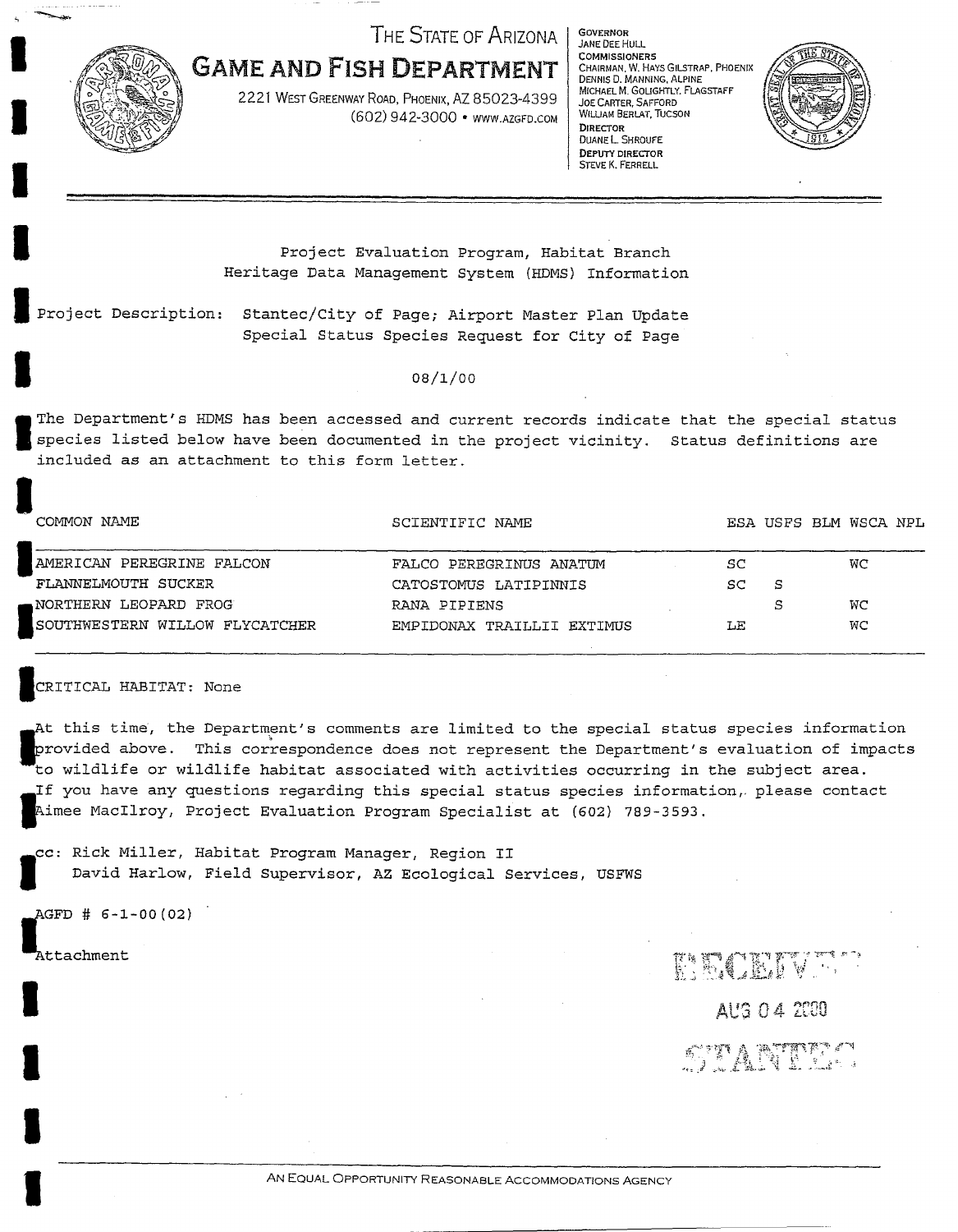# THE STATE OF ARIZONA
## GAME AND FISH DEPARTMENT

2221 WEST GREENWAY ROAD, PHOENIX, AZ 85023-4399
(602) 942-3000 • WWW.AZGFD.COM

GOVERNOR
JANE DEE HULL
COMMISSIONERS
CHAIRMAN, W. HAYS GILSTRAP, PHOENIX
DENNIS D. MANNING, ALPINE
MICHAEL M. GOLIGHTLY, FLAGSTAFF
JOE CARTER, SAFFORD
WILLIAM BERLAT, TUCSON
DIRECTOR
DUANE L. SHROUFE
DEPUTY DIRECTOR
STEVE K. FERRELL

---

Project Evaluation Program, Habitat Branch
Heritage Data Management System (HDMS) Information

Project Description: Stantec/City of Page; Airport Master Plan Update
Special Status Species Request for City of Page

08/1/00

The Department's HDMS has been accessed and current records indicate that the special status species listed below have been documented in the project vicinity. Status definitions are included as an attachment to this form letter.

| COMMON NAME | SCIENTIFIC NAME | ESA | USFS | BLM | WSCA | NPL |
|---|---|---|---|---|---|---|
| AMERICAN PEREGRINE FALCON | FALCO PEREGRINUS ANATUM | SC | | | WC | |
| FLANNELMOUTH SUCKER | CATOSTOMUS LATIPINNIS | SC | S | | | |
| NORTHERN LEOPARD FROG | RANA PIPIENS | | S | | WC | |
| SOUTHWESTERN WILLOW FLYCATCHER | EMPIDONAX TRAILLII EXTIMUS | LE | | | WC | |

CRITICAL HABITAT: None

At this time, the Department's comments are limited to the special status species information provided above. This correspondence does not represent the Department's evaluation of impacts to wildlife or wildlife habitat associated with activities occurring in the subject area. If you have any questions regarding this special status species information, please contact Aimee MacIlroy, Project Evaluation Program Specialist at (602) 789-3593.

cc: Rick Miller, Habitat Program Manager, Region II
    David Harlow, Field Supervisor, AZ Ecological Services, USFWS

AGFD # 6-1-00(02)

Attachment

RECEIVED
AUG 04 2000
STANTEC

AN EQUAL OPPORTUNITY REASONABLE ACCOMMODATIONS AGENCY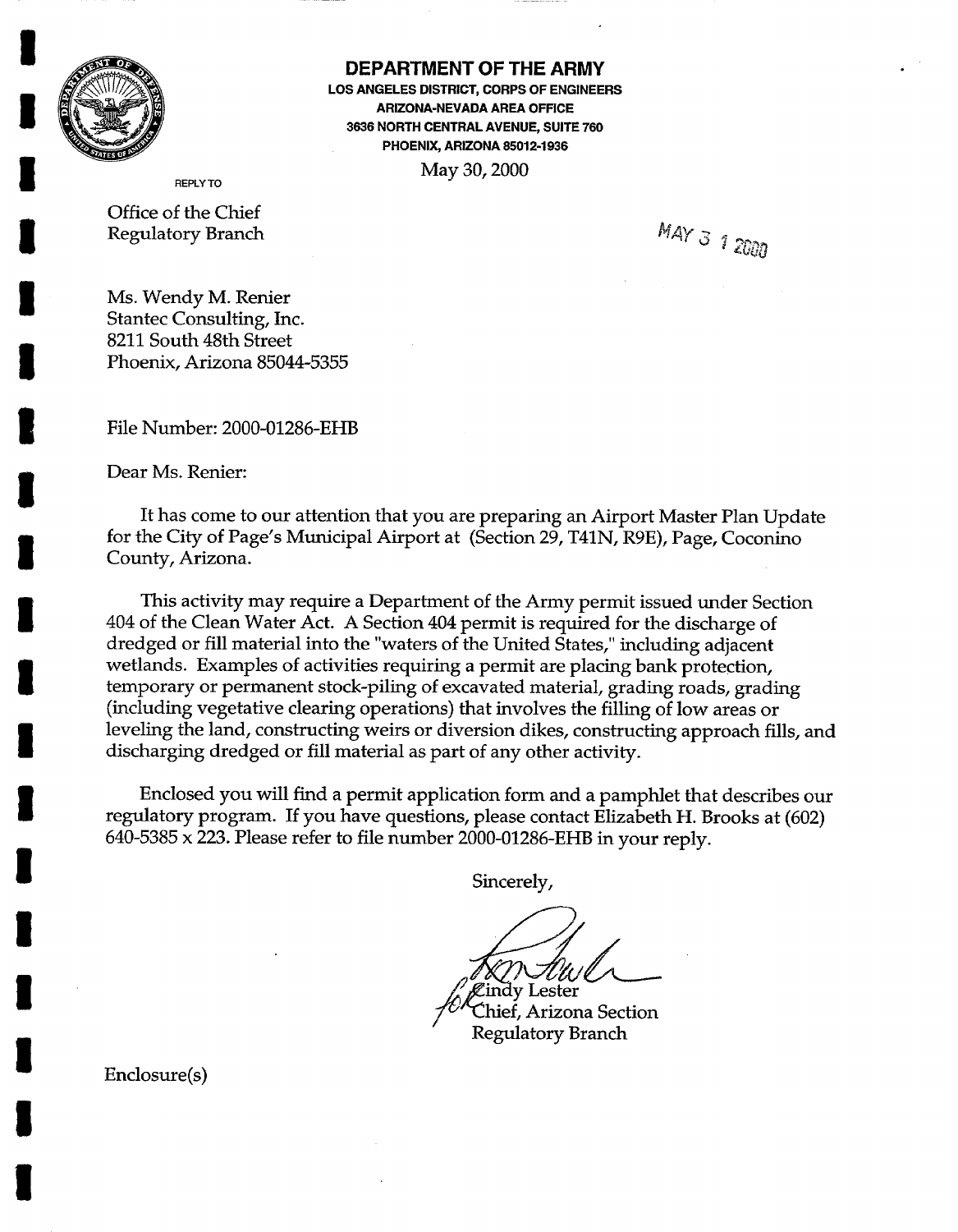# DEPARTMENT OF THE ARMY

**LOS ANGELES DISTRICT, CORPS OF ENGINEERS**
**ARIZONA-NEVADA AREA OFFICE**
**3636 NORTH CENTRAL AVENUE, SUITE 760**
**PHOENIX, ARIZONA 85012-1936**

May 30, 2000

REPLY TO

Office of the Chief
Regulatory Branch

MAY 31 2000

Ms. Wendy M. Renier
Stantec Consulting, Inc.
8211 South 48th Street
Phoenix, Arizona 85044-5355

File Number: 2000-01286-EHB

Dear Ms. Renier:

It has come to our attention that you are preparing an Airport Master Plan Update for the City of Page's Municipal Airport at (Section 29, T41N, R9E), Page, Coconino County, Arizona.

This activity may require a Department of the Army permit issued under Section 404 of the Clean Water Act. A Section 404 permit is required for the discharge of dredged or fill material into the "waters of the United States," including adjacent wetlands. Examples of activities requiring a permit are placing bank protection, temporary or permanent stock-piling of excavated material, grading roads, grading (including vegetative clearing operations) that involves the filling of low areas or leveling the land, constructing weirs or diversion dikes, constructing approach fills, and discharging dredged or fill material as part of any other activity.

Enclosed you will find a permit application form and a pamphlet that describes our regulatory program. If you have questions, please contact Elizabeth H. Brooks at (602) 640-5385 x 223. Please refer to file number 2000-01286-EHB in your reply.

Sincerely,

for Cindy Lester
Chief, Arizona Section
Regulatory Branch

Enclosure(s)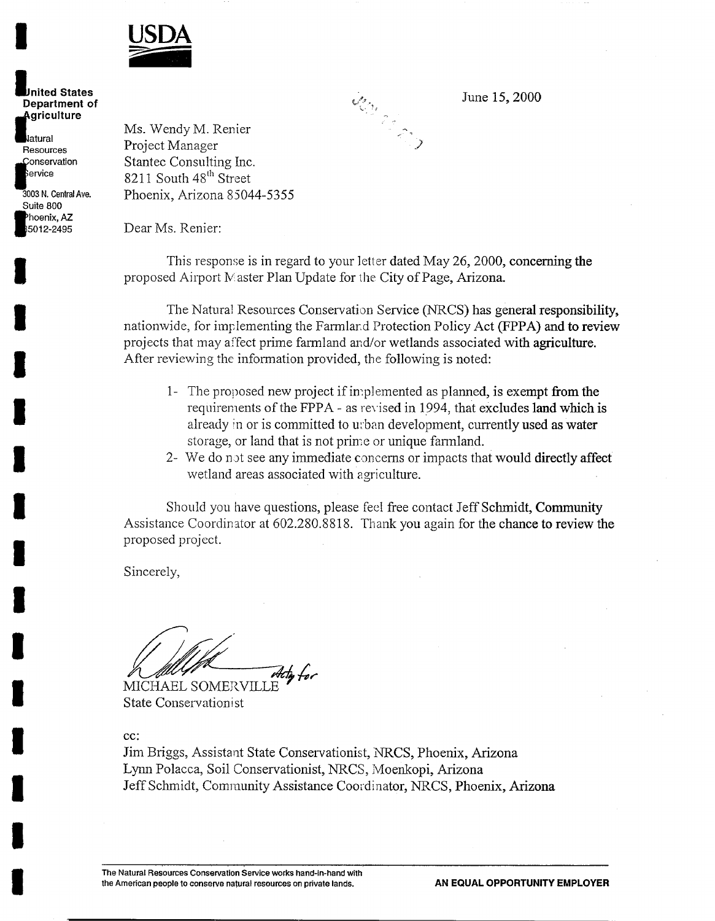**USDA**

**United States Department of Agriculture**

**Natural Resources Conservation Service**

3003 N. Central Ave.
Suite 800
Phoenix, AZ
85012-2495

June 15, 2000

Ms. Wendy M. Renier
Project Manager
Stantec Consulting Inc.
8211 South 48th Street
Phoenix, Arizona 85044-5355

Dear Ms. Renier:

This response is in regard to your letter dated May 26, 2000, concerning the proposed Airport Master Plan Update for the City of Page, Arizona.

The Natural Resources Conservation Service (NRCS) has general responsibility, nationwide, for implementing the Farmland Protection Policy Act (FPPA) and to review projects that may affect prime farmland and/or wetlands associated with agriculture. After reviewing the information provided, the following is noted:

1- The proposed new project if implemented as planned, is exempt from the requirements of the FPPA - as revised in 1994, that excludes land which is already in or is committed to urban development, currently used as water storage, or land that is not prime or unique farmland.
2- We do not see any immediate concerns or impacts that would directly affect wetland areas associated with agriculture.

Should you have questions, please feel free contact Jeff Schmidt, Community Assistance Coordinator at 602.280.8818. Thank you again for the chance to review the proposed project.

Sincerely,

Actg for
MICHAEL SOMERVILLE
State Conservationist

cc:
Jim Briggs, Assistant State Conservationist, NRCS, Phoenix, Arizona
Lynn Polacca, Soil Conservationist, NRCS, Moenkopi, Arizona
Jeff Schmidt, Community Assistance Coordinator, NRCS, Phoenix, Arizona

The Natural Resources Conservation Service works hand-in-hand with the American people to conserve natural resources on private lands.

**AN EQUAL OPPORTUNITY EMPLOYER**